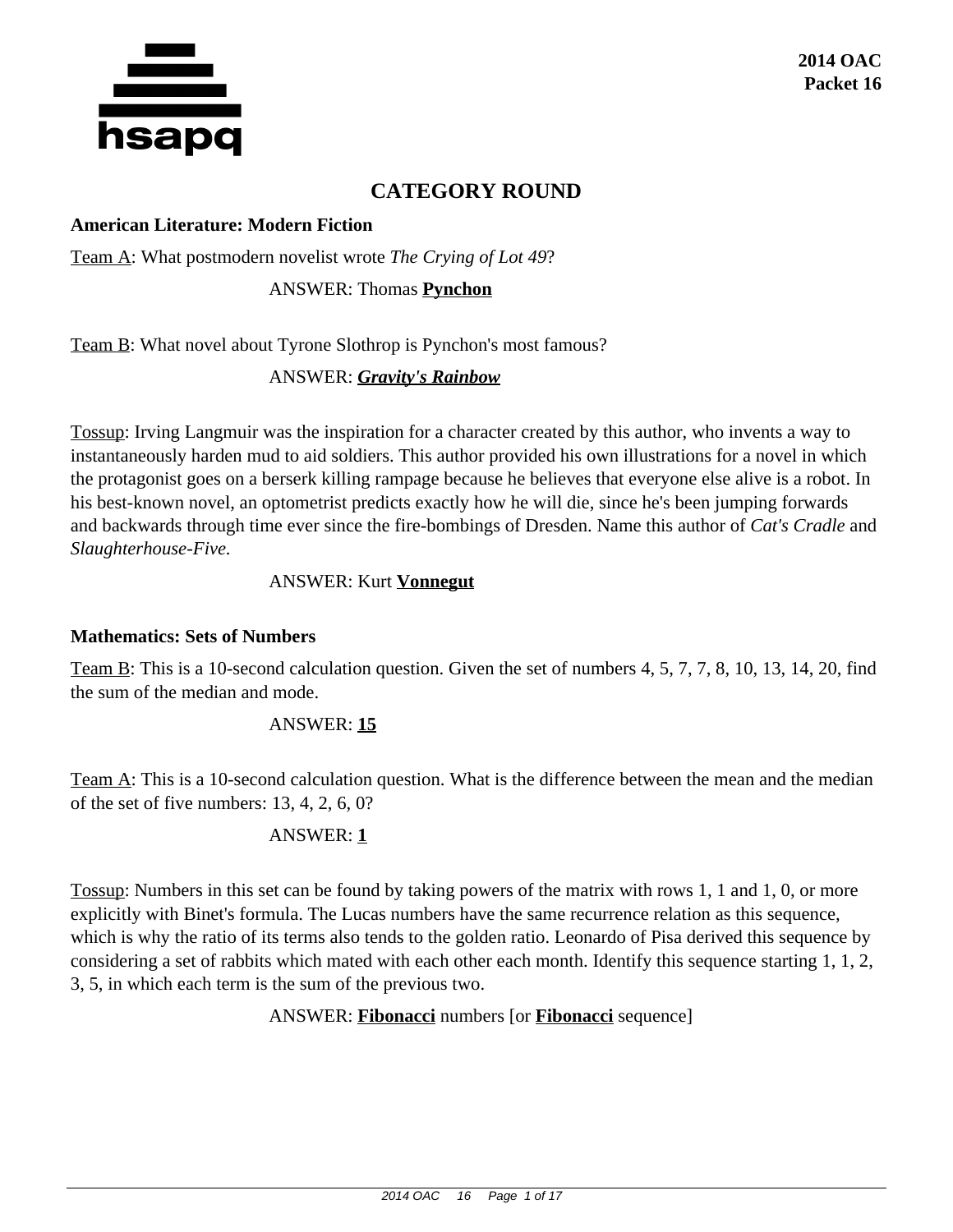**2014 OAC**
**Packet 16**

# CATEGORY ROUND

### American Literature: Modern Fiction

Team A: What postmodern novelist wrote *The Crying of Lot 49*?

ANSWER: Thomas **Pynchon**

Team B: What novel about Tyrone Slothrop is Pynchon's most famous?

ANSWER: ***Gravity's Rainbow***

Tossup: Irving Langmuir was the inspiration for a character created by this author, who invents a way to instantaneously harden mud to aid soldiers. This author provided his own illustrations for a novel in which the protagonist goes on a berserk killing rampage because he believes that everyone else alive is a robot. In his best-known novel, an optometrist predicts exactly how he will die, since he's been jumping forwards and backwards through time ever since the fire-bombings of Dresden. Name this author of *Cat's Cradle* and *Slaughterhouse-Five.*

ANSWER: Kurt **Vonnegut**

### Mathematics: Sets of Numbers

Team B: This is a 10-second calculation question. Given the set of numbers 4, 5, 7, 7, 8, 10, 13, 14, 20, find the sum of the median and mode.

ANSWER: **15**

Team A: This is a 10-second calculation question. What is the difference between the mean and the median of the set of five numbers: 13, 4, 2, 6, 0?

ANSWER: **1**

Tossup: Numbers in this set can be found by taking powers of the matrix with rows 1, 1 and 1, 0, or more explicitly with Binet's formula. The Lucas numbers have the same recurrence relation as this sequence, which is why the ratio of its terms also tends to the golden ratio. Leonardo of Pisa derived this sequence by considering a set of rabbits which mated with each other each month. Identify this sequence starting 1, 1, 2, 3, 5, in which each term is the sum of the previous two.

ANSWER: **Fibonacci** numbers [or **Fibonacci** sequence]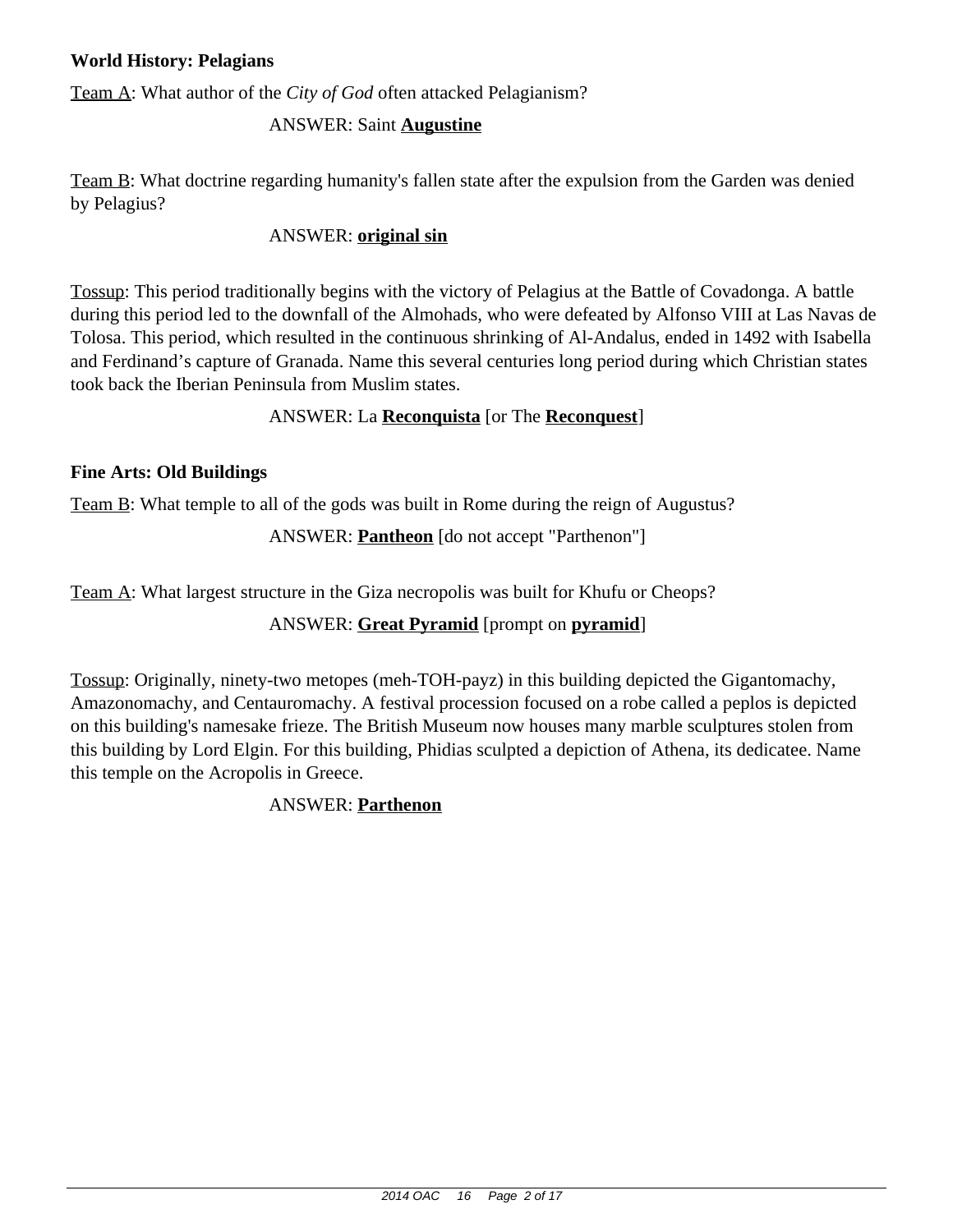**World History: Pelagians**

Team A: What author of the *City of God* often attacked Pelagianism?

ANSWER: Saint **Augustine**

Team B: What doctrine regarding humanity's fallen state after the expulsion from the Garden was denied by Pelagius?

ANSWER: **original sin**

Tossup: This period traditionally begins with the victory of Pelagius at the Battle of Covadonga. A battle during this period led to the downfall of the Almohads, who were defeated by Alfonso VIII at Las Navas de Tolosa. This period, which resulted in the continuous shrinking of Al-Andalus, ended in 1492 with Isabella and Ferdinand's capture of Granada. Name this several centuries long period during which Christian states took back the Iberian Peninsula from Muslim states.

ANSWER: La **Reconquista** [or The **Reconquest**]

**Fine Arts: Old Buildings**

Team B: What temple to all of the gods was built in Rome during the reign of Augustus?

ANSWER: **Pantheon** [do not accept "Parthenon"]

Team A: What largest structure in the Giza necropolis was built for Khufu or Cheops?

ANSWER: **Great Pyramid** [prompt on **pyramid**]

Tossup: Originally, ninety-two metopes (meh-TOH-payz) in this building depicted the Gigantomachy, Amazonomachy, and Centauromachy. A festival procession focused on a robe called a peplos is depicted on this building's namesake frieze. The British Museum now houses many marble sculptures stolen from this building by Lord Elgin. For this building, Phidias sculpted a depiction of Athena, its dedicatee. Name this temple on the Acropolis in Greece.

ANSWER: **Parthenon**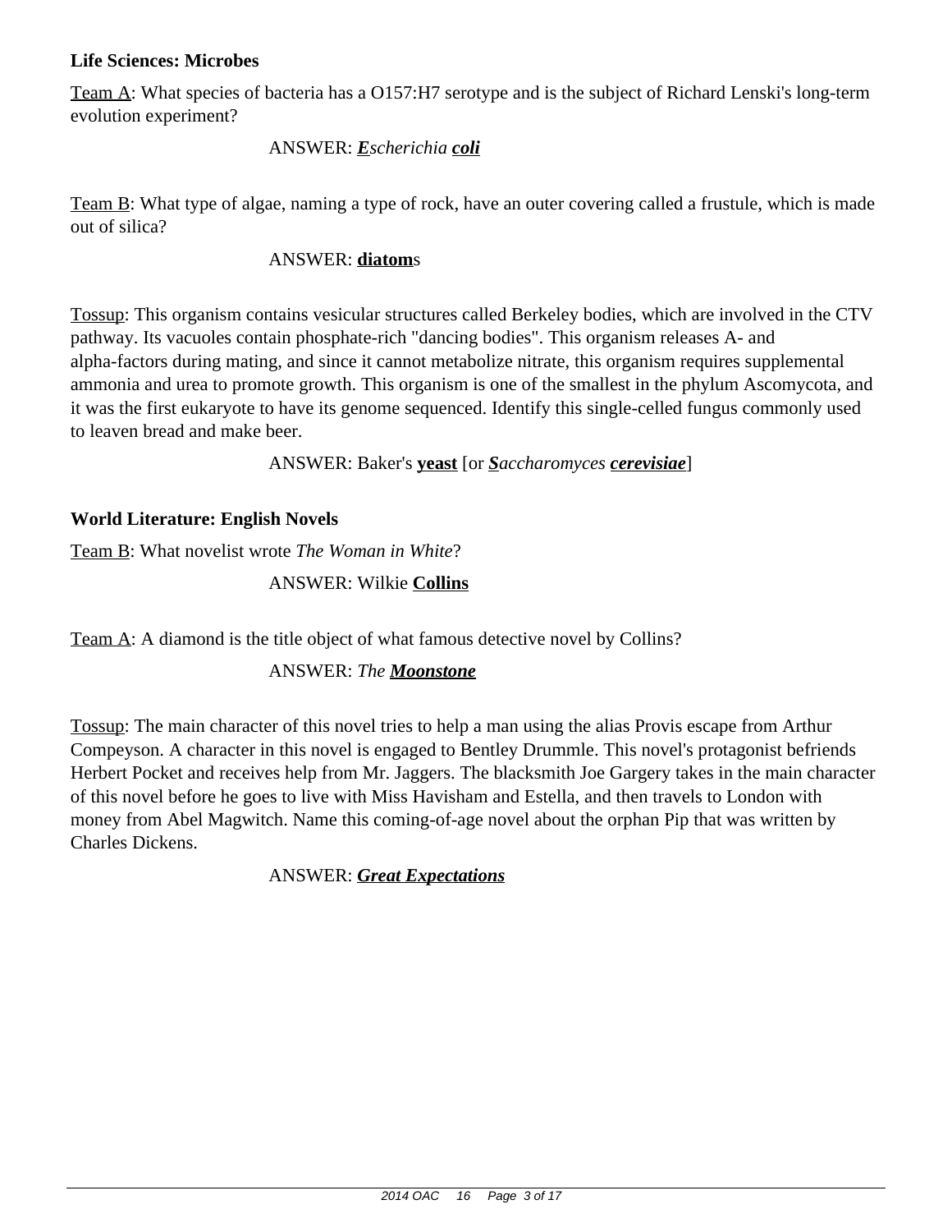**Life Sciences: Microbes**

Team A: What species of bacteria has a O157:H7 serotype and is the subject of Richard Lenski's long-term evolution experiment?

ANSWER: ***E**scherichia **coli***

Team B: What type of algae, naming a type of rock, have an outer covering called a frustule, which is made out of silica?

ANSWER: **diatom**s

Tossup: This organism contains vesicular structures called Berkeley bodies, which are involved in the CTV pathway. Its vacuoles contain phosphate-rich "dancing bodies". This organism releases A- and alpha-factors during mating, and since it cannot metabolize nitrate, this organism requires supplemental ammonia and urea to promote growth. This organism is one of the smallest in the phylum Ascomycota, and it was the first eukaryote to have its genome sequenced. Identify this single-celled fungus commonly used to leaven bread and make beer.

ANSWER: Baker's **yeast** [or ***S**accharomyces **cerevisiae***]

**World Literature: English Novels**

Team B: What novelist wrote *The Woman in White*?

ANSWER: Wilkie **Collins**

Team A: A diamond is the title object of what famous detective novel by Collins?

ANSWER: *The **Moonstone***

Tossup: The main character of this novel tries to help a man using the alias Provis escape from Arthur Compeyson. A character in this novel is engaged to Bentley Drummle. This novel's protagonist befriends Herbert Pocket and receives help from Mr. Jaggers. The blacksmith Joe Gargery takes in the main character of this novel before he goes to live with Miss Havisham and Estella, and then travels to London with money from Abel Magwitch. Name this coming-of-age novel about the orphan Pip that was written by Charles Dickens.

ANSWER: ***Great Expectations***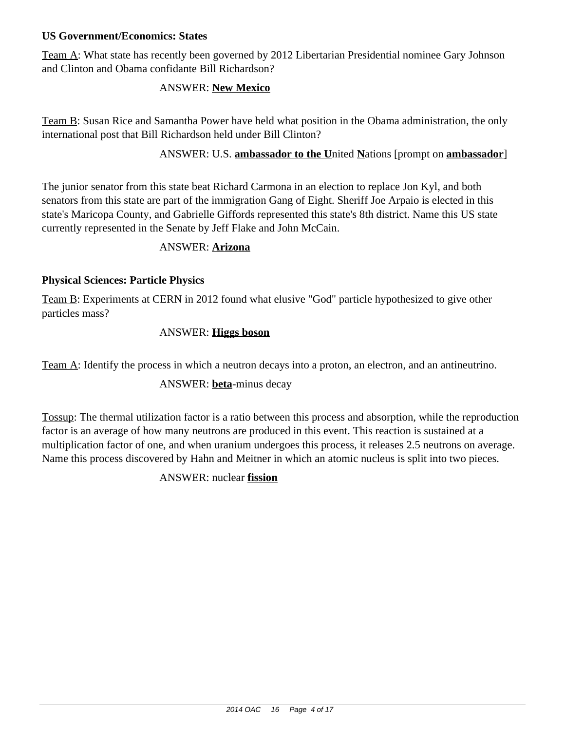### US Government/Economics: States

Team A: What state has recently been governed by 2012 Libertarian Presidential nominee Gary Johnson and Clinton and Obama confidante Bill Richardson?

ANSWER: **New Mexico**

Team B: Susan Rice and Samantha Power have held what position in the Obama administration, the only international post that Bill Richardson held under Bill Clinton?

ANSWER: U.S. **ambassador to the U**nited **N**ations [prompt on **ambassador**]

The junior senator from this state beat Richard Carmona in an election to replace Jon Kyl, and both senators from this state are part of the immigration Gang of Eight. Sheriff Joe Arpaio is elected in this state's Maricopa County, and Gabrielle Giffords represented this state's 8th district. Name this US state currently represented in the Senate by Jeff Flake and John McCain.

ANSWER: **Arizona**

### Physical Sciences: Particle Physics

Team B: Experiments at CERN in 2012 found what elusive "God" particle hypothesized to give other particles mass?

ANSWER: **Higgs boson**

Team A: Identify the process in which a neutron decays into a proton, an electron, and an antineutrino.

ANSWER: **beta**-minus decay

Tossup: The thermal utilization factor is a ratio between this process and absorption, while the reproduction factor is an average of how many neutrons are produced in this event. This reaction is sustained at a multiplication factor of one, and when uranium undergoes this process, it releases 2.5 neutrons on average. Name this process discovered by Hahn and Meitner in which an atomic nucleus is split into two pieces.

ANSWER: nuclear **fission**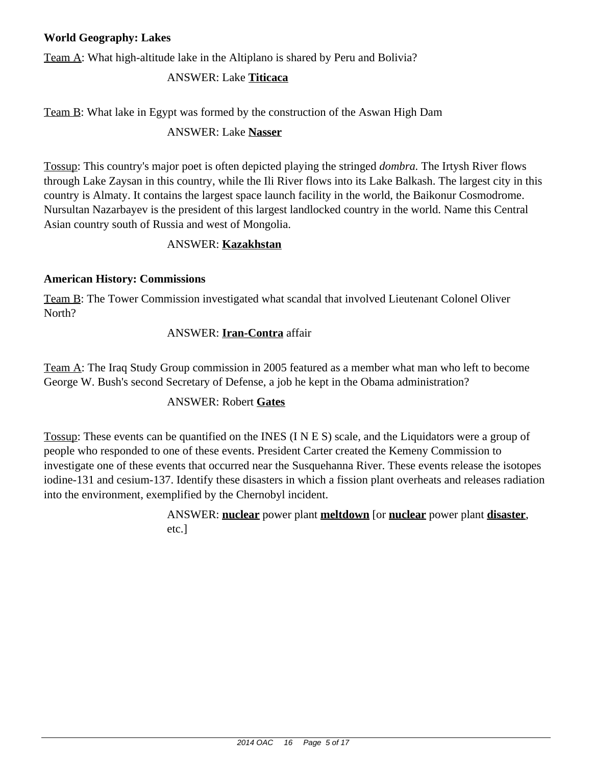**World Geography: Lakes**

Team A: What high-altitude lake in the Altiplano is shared by Peru and Bolivia?

ANSWER: Lake **Titicaca**

Team B: What lake in Egypt was formed by the construction of the Aswan High Dam

ANSWER: Lake **Nasser**

Tossup: This country's major poet is often depicted playing the stringed *dombra.* The Irtysh River flows through Lake Zaysan in this country, while the Ili River flows into its Lake Balkash. The largest city in this country is Almaty. It contains the largest space launch facility in the world, the Baikonur Cosmodrome. Nursultan Nazarbayev is the president of this largest landlocked country in the world. Name this Central Asian country south of Russia and west of Mongolia.

ANSWER: **Kazakhstan**

**American History: Commissions**

Team B: The Tower Commission investigated what scandal that involved Lieutenant Colonel Oliver North?

ANSWER: **Iran-Contra** affair

Team A: The Iraq Study Group commission in 2005 featured as a member what man who left to become George W. Bush's second Secretary of Defense, a job he kept in the Obama administration?

ANSWER: Robert **Gates**

Tossup: These events can be quantified on the INES (I N E S) scale, and the Liquidators were a group of people who responded to one of these events. President Carter created the Kemeny Commission to investigate one of these events that occurred near the Susquehanna River. These events release the isotopes iodine-131 and cesium-137. Identify these disasters in which a fission plant overheats and releases radiation into the environment, exemplified by the Chernobyl incident.

ANSWER: **nuclear** power plant **meltdown** [or **nuclear** power plant **disaster**, etc.]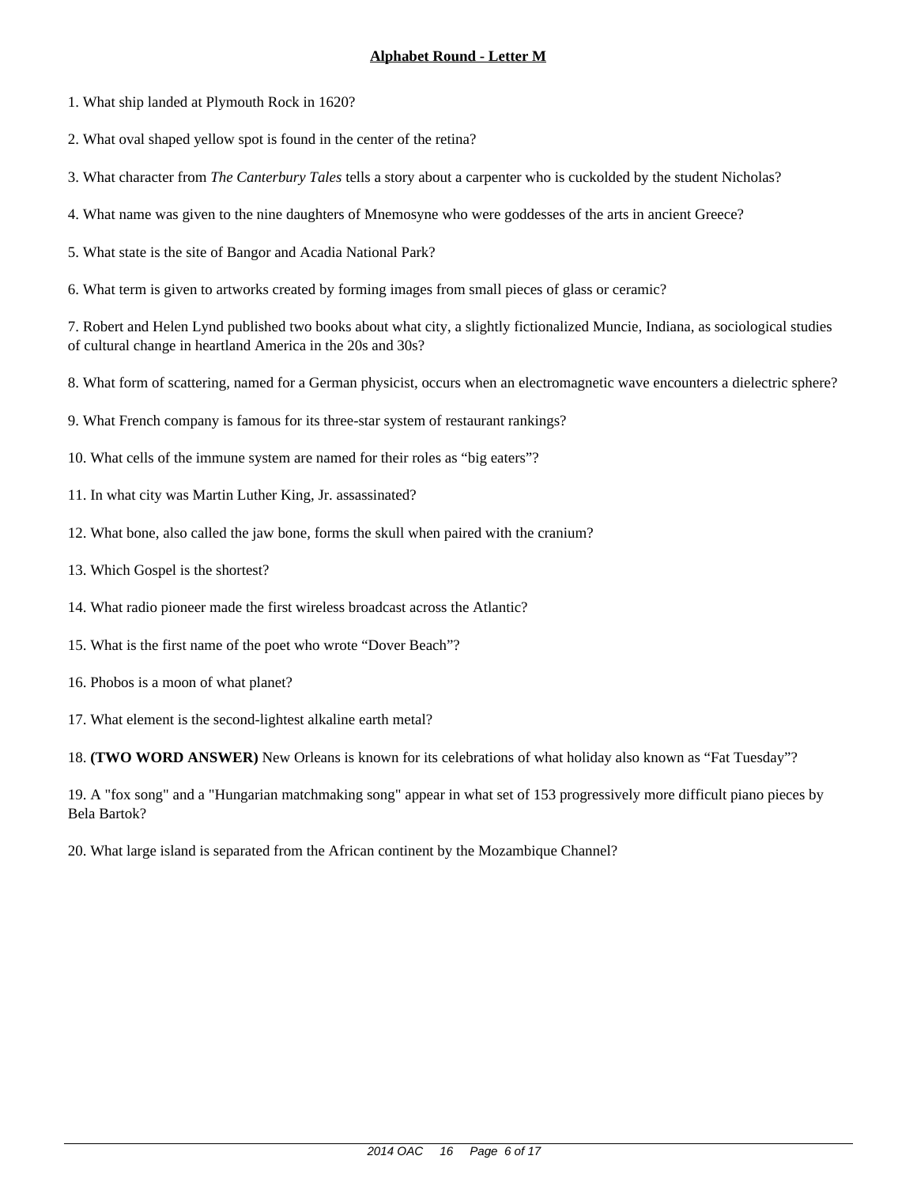## Alphabet Round - Letter M

1. What ship landed at Plymouth Rock in 1620?

2. What oval shaped yellow spot is found in the center of the retina?

3. What character from *The Canterbury Tales* tells a story about a carpenter who is cuckolded by the student Nicholas?

4. What name was given to the nine daughters of Mnemosyne who were goddesses of the arts in ancient Greece?

5. What state is the site of Bangor and Acadia National Park?

6. What term is given to artworks created by forming images from small pieces of glass or ceramic?

7. Robert and Helen Lynd published two books about what city, a slightly fictionalized Muncie, Indiana, as sociological studies of cultural change in heartland America in the 20s and 30s?

8. What form of scattering, named for a German physicist, occurs when an electromagnetic wave encounters a dielectric sphere?

9. What French company is famous for its three-star system of restaurant rankings?

10. What cells of the immune system are named for their roles as "big eaters"?

11. In what city was Martin Luther King, Jr. assassinated?

12. What bone, also called the jaw bone, forms the skull when paired with the cranium?

13. Which Gospel is the shortest?

14. What radio pioneer made the first wireless broadcast across the Atlantic?

15. What is the first name of the poet who wrote "Dover Beach"?

16. Phobos is a moon of what planet?

17. What element is the second-lightest alkaline earth metal?

18. **(TWO WORD ANSWER)** New Orleans is known for its celebrations of what holiday also known as "Fat Tuesday"?

19. A "fox song" and a "Hungarian matchmaking song" appear in what set of 153 progressively more difficult piano pieces by Bela Bartok?

20. What large island is separated from the African continent by the Mozambique Channel?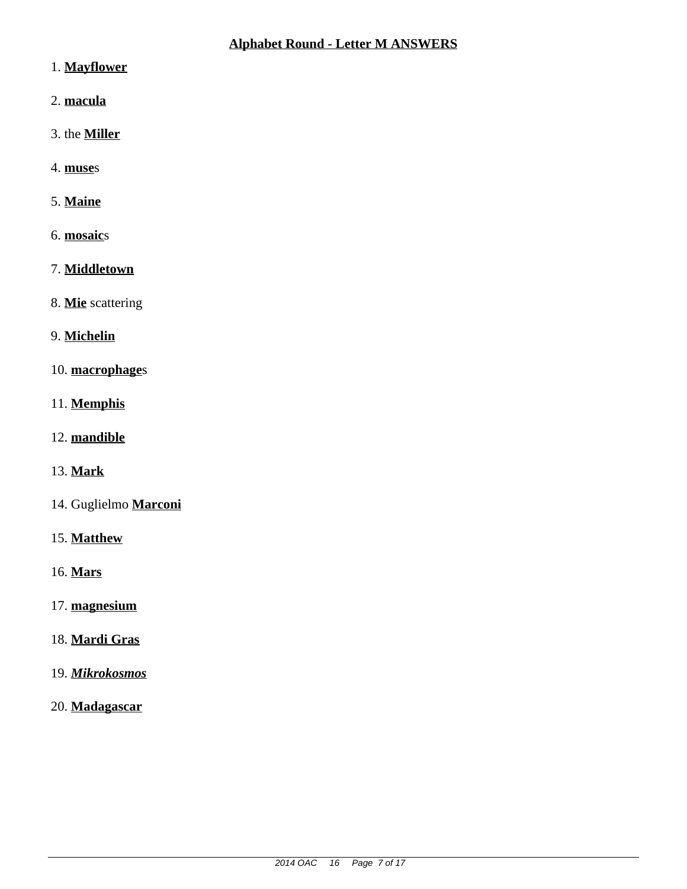## **Alphabet Round - Letter M ANSWERS**

1. **Mayflower**

2. **macula**

3. the **Miller**

4. **muse**s

5. **Maine**

6. **mosaic**s

7. **Middletown**

8. **Mie** scattering

9. **Michelin**

10. **macrophage**s

11. **Memphis**

12. **mandible**

13. **Mark**

14. Guglielmo **Marconi**

15. **Matthew**

16. **Mars**

17. **magnesium**

18. **Mardi Gras**

19. ***Mikrokosmos***

20. **Madagascar**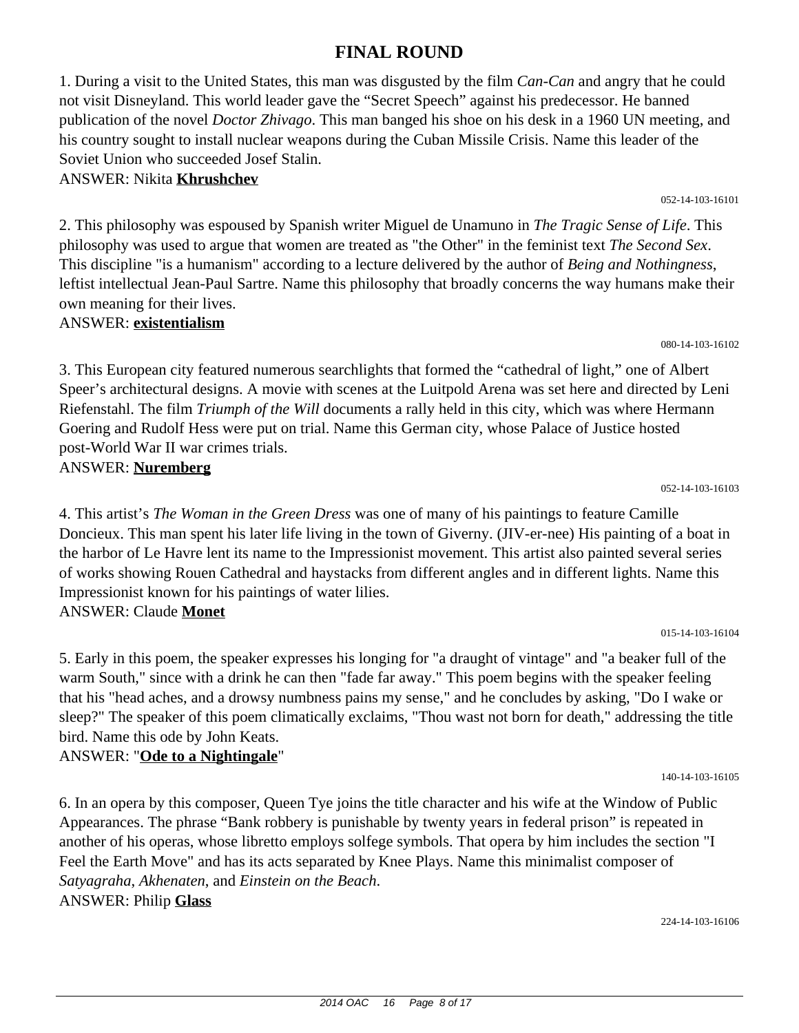# FINAL ROUND

1. During a visit to the United States, this man was disgusted by the film *Can-Can* and angry that he could not visit Disneyland. This world leader gave the "Secret Speech" against his predecessor. He banned publication of the novel *Doctor Zhivago*. This man banged his shoe on his desk in a 1960 UN meeting, and his country sought to install nuclear weapons during the Cuban Missile Crisis. Name this leader of the Soviet Union who succeeded Josef Stalin.

ANSWER: Nikita **Khrushchev**

052-14-103-16101

2. This philosophy was espoused by Spanish writer Miguel de Unamuno in *The Tragic Sense of Life*. This philosophy was used to argue that women are treated as "the Other" in the feminist text *The Second Sex*. This discipline "is a humanism" according to a lecture delivered by the author of *Being and Nothingness*, leftist intellectual Jean-Paul Sartre. Name this philosophy that broadly concerns the way humans make their own meaning for their lives.

ANSWER: **existentialism**

080-14-103-16102

3. This European city featured numerous searchlights that formed the "cathedral of light," one of Albert Speer's architectural designs. A movie with scenes at the Luitpold Arena was set here and directed by Leni Riefenstahl. The film *Triumph of the Will* documents a rally held in this city, which was where Hermann Goering and Rudolf Hess were put on trial. Name this German city, whose Palace of Justice hosted post-World War II war crimes trials.

ANSWER: **Nuremberg**

052-14-103-16103

4. This artist's *The Woman in the Green Dress* was one of many of his paintings to feature Camille Doncieux. This man spent his later life living in the town of Giverny. (JIV-er-nee) His painting of a boat in the harbor of Le Havre lent its name to the Impressionist movement. This artist also painted several series of works showing Rouen Cathedral and haystacks from different angles and in different lights. Name this Impressionist known for his paintings of water lilies.

ANSWER: Claude **Monet**

015-14-103-16104

5. Early in this poem, the speaker expresses his longing for "a draught of vintage" and "a beaker full of the warm South," since with a drink he can then "fade far away." This poem begins with the speaker feeling that his "head aches, and a drowsy numbness pains my sense," and he concludes by asking, "Do I wake or sleep?" The speaker of this poem climatically exclaims, "Thou wast not born for death," addressing the title bird. Name this ode by John Keats.

ANSWER: "**Ode to a Nightingale**"

140-14-103-16105

6. In an opera by this composer, Queen Tye joins the title character and his wife at the Window of Public Appearances. The phrase "Bank robbery is punishable by twenty years in federal prison" is repeated in another of his operas, whose libretto employs solfege symbols. That opera by him includes the section "I Feel the Earth Move" and has its acts separated by Knee Plays. Name this minimalist composer of *Satyagraha*, *Akhenaten*, and *Einstein on the Beach*.

ANSWER: Philip **Glass**

224-14-103-16106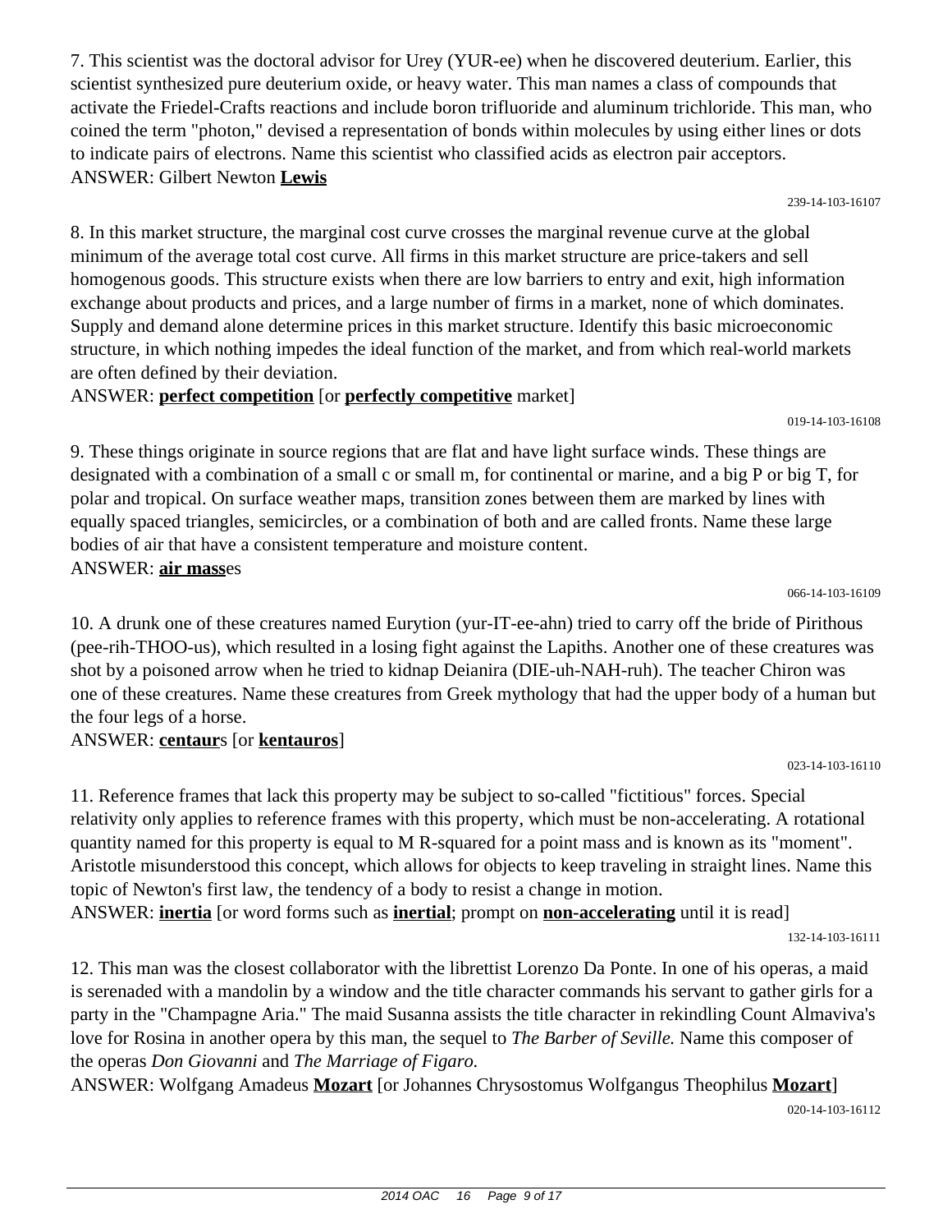7. This scientist was the doctoral advisor for Urey (YUR-ee) when he discovered deuterium. Earlier, this scientist synthesized pure deuterium oxide, or heavy water. This man names a class of compounds that activate the Friedel-Crafts reactions and include boron trifluoride and aluminum trichloride. This man, who coined the term "photon," devised a representation of bonds within molecules by using either lines or dots to indicate pairs of electrons. Name this scientist who classified acids as electron pair acceptors.
ANSWER: Gilbert Newton **Lewis**

239-14-103-16107

8. In this market structure, the marginal cost curve crosses the marginal revenue curve at the global minimum of the average total cost curve. All firms in this market structure are price-takers and sell homogenous goods. This structure exists when there are low barriers to entry and exit, high information exchange about products and prices, and a large number of firms in a market, none of which dominates. Supply and demand alone determine prices in this market structure. Identify this basic microeconomic structure, in which nothing impedes the ideal function of the market, and from which real-world markets are often defined by their deviation.
ANSWER: **perfect competition** [or **perfectly competitive** market]

019-14-103-16108

9. These things originate in source regions that are flat and have light surface winds. These things are designated with a combination of a small c or small m, for continental or marine, and a big P or big T, for polar and tropical. On surface weather maps, transition zones between them are marked by lines with equally spaced triangles, semicircles, or a combination of both and are called fronts. Name these large bodies of air that have a consistent temperature and moisture content.
ANSWER: **air mass**es

066-14-103-16109

10. A drunk one of these creatures named Eurytion (yur-IT-ee-ahn) tried to carry off the bride of Pirithous (pee-rih-THOO-us), which resulted in a losing fight against the Lapiths. Another one of these creatures was shot by a poisoned arrow when he tried to kidnap Deianira (DIE-uh-NAH-ruh). The teacher Chiron was one of these creatures. Name these creatures from Greek mythology that had the upper body of a human but the four legs of a horse.
ANSWER: **centaur**s [or **kentauros**]

023-14-103-16110

11. Reference frames that lack this property may be subject to so-called "fictitious" forces. Special relativity only applies to reference frames with this property, which must be non-accelerating. A rotational quantity named for this property is equal to M R-squared for a point mass and is known as its "moment". Aristotle misunderstood this concept, which allows for objects to keep traveling in straight lines. Name this topic of Newton's first law, the tendency of a body to resist a change in motion.
ANSWER: **inertia** [or word forms such as **inertial**; prompt on **non-accelerating** until it is read]

132-14-103-16111

12. This man was the closest collaborator with the librettist Lorenzo Da Ponte. In one of his operas, a maid is serenaded with a mandolin by a window and the title character commands his servant to gather girls for a party in the "Champagne Aria." The maid Susanna assists the title character in rekindling Count Almaviva's love for Rosina in another opera by this man, the sequel to *The Barber of Seville.* Name this composer of the operas *Don Giovanni* and *The Marriage of Figaro.*
ANSWER: Wolfgang Amadeus **Mozart** [or Johannes Chrysostomus Wolfgangus Theophilus **Mozart**]

020-14-103-16112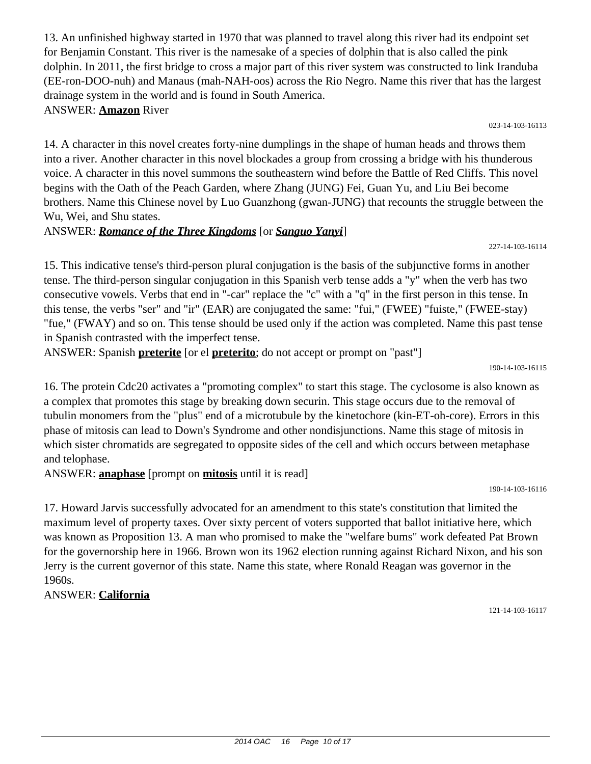13. An unfinished highway started in 1970 that was planned to travel along this river had its endpoint set for Benjamin Constant. This river is the namesake of a species of dolphin that is also called the pink dolphin. In 2011, the first bridge to cross a major part of this river system was constructed to link Iranduba (EE-ron-DOO-nuh) and Manaus (mah-NAH-oos) across the Rio Negro. Name this river that has the largest drainage system in the world and is found in South America.

ANSWER: **Amazon** River

023-14-103-16113

14. A character in this novel creates forty-nine dumplings in the shape of human heads and throws them into a river. Another character in this novel blockades a group from crossing a bridge with his thunderous voice. A character in this novel summons the southeastern wind before the Battle of Red Cliffs. This novel begins with the Oath of the Peach Garden, where Zhang (JUNG) Fei, Guan Yu, and Liu Bei become brothers. Name this Chinese novel by Luo Guanzhong (gwan-JUNG) that recounts the struggle between the Wu, Wei, and Shu states.

ANSWER: ***Romance of the Three Kingdoms*** [or ***Sanguo Yanyi***]

227-14-103-16114

15. This indicative tense's third-person plural conjugation is the basis of the subjunctive forms in another tense. The third-person singular conjugation in this Spanish verb tense adds a "y" when the verb has two consecutive vowels. Verbs that end in "-car" replace the "c" with a "q" in the first person in this tense. In this tense, the verbs "ser" and "ir" (EAR) are conjugated the same: "fui," (FWEE) "fuiste," (FWEE-stay) "fue," (FWAY) and so on. This tense should be used only if the action was completed. Name this past tense in Spanish contrasted with the imperfect tense.

ANSWER: Spanish **preterite** [or el **preterito**; do not accept or prompt on "past"]

190-14-103-16115

16. The protein Cdc20 activates a "promoting complex" to start this stage. The cyclosome is also known as a complex that promotes this stage by breaking down securin. This stage occurs due to the removal of tubulin monomers from the "plus" end of a microtubule by the kinetochore (kin-ET-oh-core). Errors in this phase of mitosis can lead to Down's Syndrome and other nondisjunctions. Name this stage of mitosis in which sister chromatids are segregated to opposite sides of the cell and which occurs between metaphase and telophase.

ANSWER: **anaphase** [prompt on **mitosis** until it is read]

190-14-103-16116

17. Howard Jarvis successfully advocated for an amendment to this state's constitution that limited the maximum level of property taxes. Over sixty percent of voters supported that ballot initiative here, which was known as Proposition 13. A man who promised to make the "welfare bums" work defeated Pat Brown for the governorship here in 1966. Brown won its 1962 election running against Richard Nixon, and his son Jerry is the current governor of this state. Name this state, where Ronald Reagan was governor in the 1960s.

ANSWER: **California**

121-14-103-16117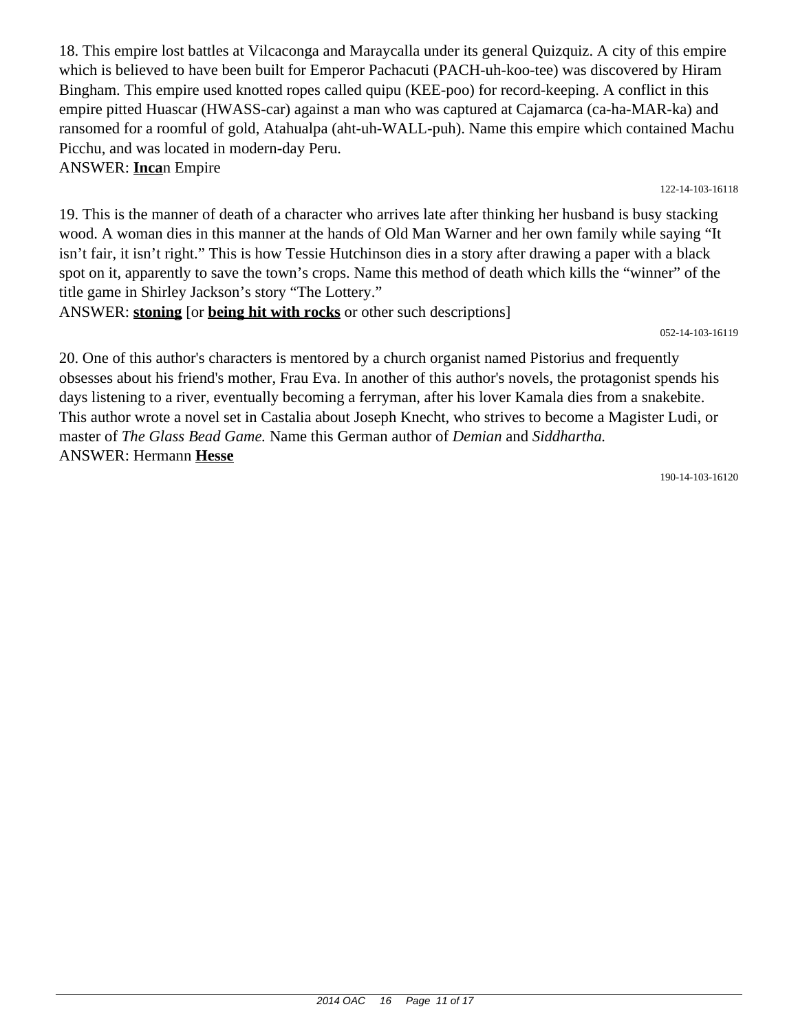18. This empire lost battles at Vilcaconga and Maraycalla under its general Quizquiz. A city of this empire which is believed to have been built for Emperor Pachacuti (PACH-uh-koo-tee) was discovered by Hiram Bingham. This empire used knotted ropes called quipu (KEE-poo) for record-keeping. A conflict in this empire pitted Huascar (HWASS-car) against a man who was captured at Cajamarca (ca-ha-MAR-ka) and ransomed for a roomful of gold, Atahualpa (aht-uh-WALL-puh). Name this empire which contained Machu Picchu, and was located in modern-day Peru.

ANSWER: **Inca**n Empire

122-14-103-16118

19. This is the manner of death of a character who arrives late after thinking her husband is busy stacking wood. A woman dies in this manner at the hands of Old Man Warner and her own family while saying "It isn't fair, it isn't right." This is how Tessie Hutchinson dies in a story after drawing a paper with a black spot on it, apparently to save the town's crops. Name this method of death which kills the "winner" of the title game in Shirley Jackson's story "The Lottery."

ANSWER: **stoning** [or **being hit with rocks** or other such descriptions]

052-14-103-16119

20. One of this author's characters is mentored by a church organist named Pistorius and frequently obsesses about his friend's mother, Frau Eva. In another of this author's novels, the protagonist spends his days listening to a river, eventually becoming a ferryman, after his lover Kamala dies from a snakebite. This author wrote a novel set in Castalia about Joseph Knecht, who strives to become a Magister Ludi, or master of *The Glass Bead Game.* Name this German author of *Demian* and *Siddhartha.*

ANSWER: Hermann **Hesse**

190-14-103-16120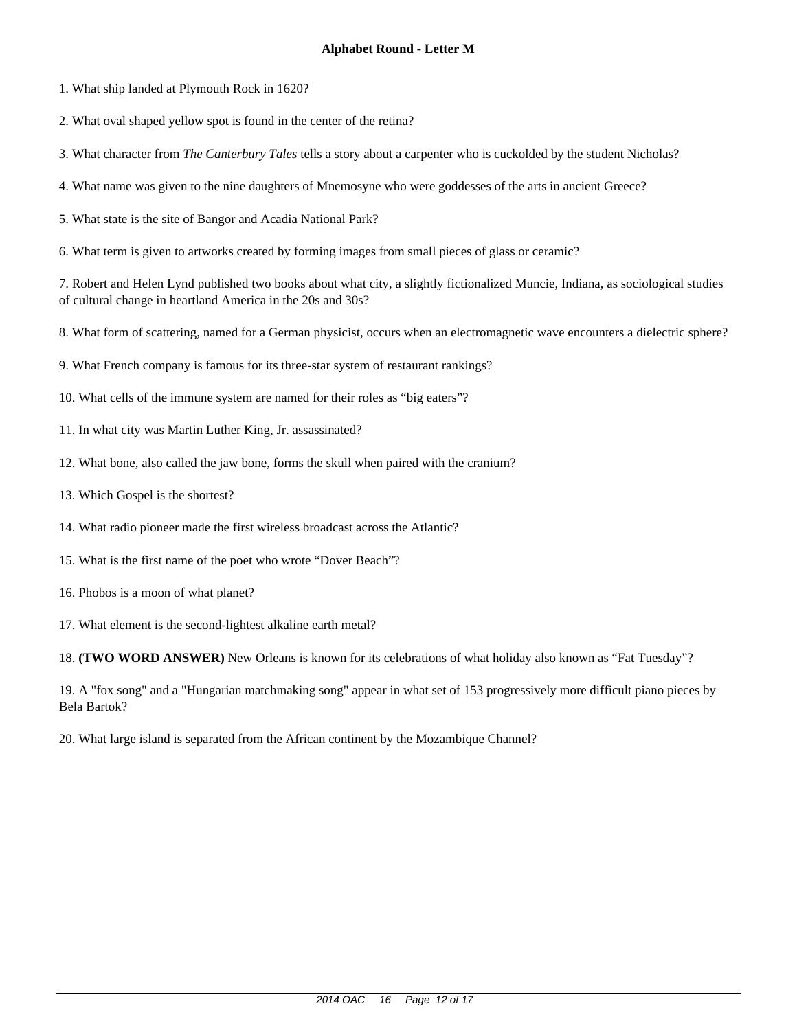## Alphabet Round - Letter M

1. What ship landed at Plymouth Rock in 1620?

2. What oval shaped yellow spot is found in the center of the retina?

3. What character from *The Canterbury Tales* tells a story about a carpenter who is cuckolded by the student Nicholas?

4. What name was given to the nine daughters of Mnemosyne who were goddesses of the arts in ancient Greece?

5. What state is the site of Bangor and Acadia National Park?

6. What term is given to artworks created by forming images from small pieces of glass or ceramic?

7. Robert and Helen Lynd published two books about what city, a slightly fictionalized Muncie, Indiana, as sociological studies of cultural change in heartland America in the 20s and 30s?

8. What form of scattering, named for a German physicist, occurs when an electromagnetic wave encounters a dielectric sphere?

9. What French company is famous for its three-star system of restaurant rankings?

10. What cells of the immune system are named for their roles as "big eaters"?

11. In what city was Martin Luther King, Jr. assassinated?

12. What bone, also called the jaw bone, forms the skull when paired with the cranium?

13. Which Gospel is the shortest?

14. What radio pioneer made the first wireless broadcast across the Atlantic?

15. What is the first name of the poet who wrote "Dover Beach"?

16. Phobos is a moon of what planet?

17. What element is the second-lightest alkaline earth metal?

18. **(TWO WORD ANSWER)** New Orleans is known for its celebrations of what holiday also known as "Fat Tuesday"?

19. A "fox song" and a "Hungarian matchmaking song" appear in what set of 153 progressively more difficult piano pieces by Bela Bartok?

20. What large island is separated from the African continent by the Mozambique Channel?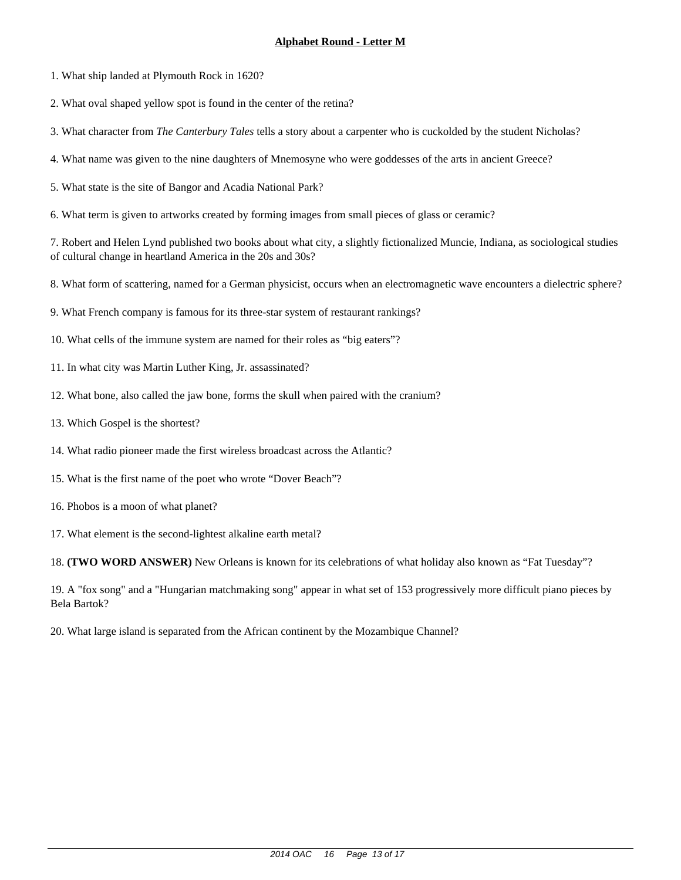## Alphabet Round - Letter M

1. What ship landed at Plymouth Rock in 1620?

2. What oval shaped yellow spot is found in the center of the retina?

3. What character from *The Canterbury Tales* tells a story about a carpenter who is cuckolded by the student Nicholas?

4. What name was given to the nine daughters of Mnemosyne who were goddesses of the arts in ancient Greece?

5. What state is the site of Bangor and Acadia National Park?

6. What term is given to artworks created by forming images from small pieces of glass or ceramic?

7. Robert and Helen Lynd published two books about what city, a slightly fictionalized Muncie, Indiana, as sociological studies of cultural change in heartland America in the 20s and 30s?

8. What form of scattering, named for a German physicist, occurs when an electromagnetic wave encounters a dielectric sphere?

9. What French company is famous for its three-star system of restaurant rankings?

10. What cells of the immune system are named for their roles as “big eaters”?

11. In what city was Martin Luther King, Jr. assassinated?

12. What bone, also called the jaw bone, forms the skull when paired with the cranium?

13. Which Gospel is the shortest?

14. What radio pioneer made the first wireless broadcast across the Atlantic?

15. What is the first name of the poet who wrote “Dover Beach”?

16. Phobos is a moon of what planet?

17. What element is the second-lightest alkaline earth metal?

18. **(TWO WORD ANSWER)** New Orleans is known for its celebrations of what holiday also known as “Fat Tuesday”?

19. A "fox song" and a "Hungarian matchmaking song" appear in what set of 153 progressively more difficult piano pieces by Bela Bartok?

20. What large island is separated from the African continent by the Mozambique Channel?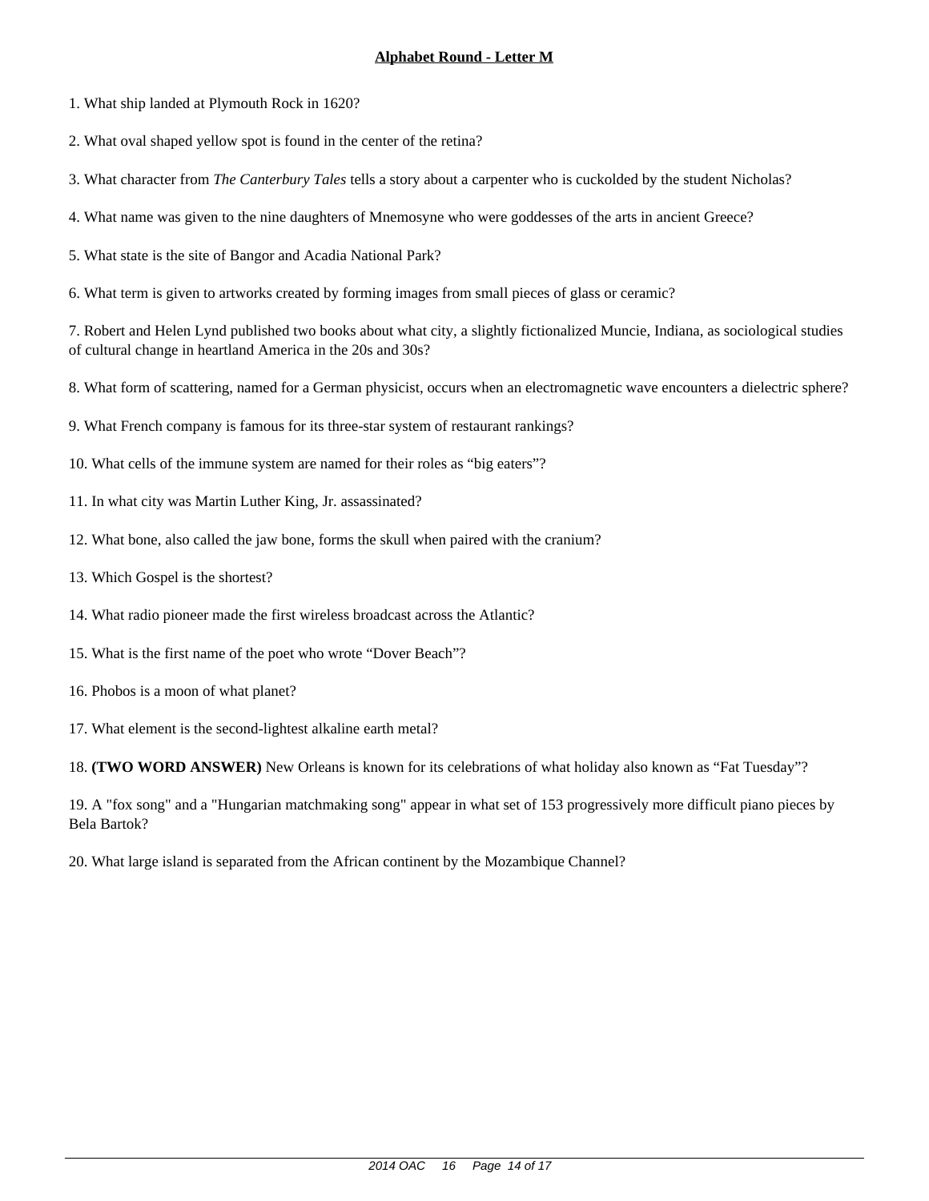## Alphabet Round - Letter M

1. What ship landed at Plymouth Rock in 1620?

2. What oval shaped yellow spot is found in the center of the retina?

3. What character from *The Canterbury Tales* tells a story about a carpenter who is cuckolded by the student Nicholas?

4. What name was given to the nine daughters of Mnemosyne who were goddesses of the arts in ancient Greece?

5. What state is the site of Bangor and Acadia National Park?

6. What term is given to artworks created by forming images from small pieces of glass or ceramic?

7. Robert and Helen Lynd published two books about what city, a slightly fictionalized Muncie, Indiana, as sociological studies of cultural change in heartland America in the 20s and 30s?

8. What form of scattering, named for a German physicist, occurs when an electromagnetic wave encounters a dielectric sphere?

9. What French company is famous for its three-star system of restaurant rankings?

10. What cells of the immune system are named for their roles as "big eaters"?

11. In what city was Martin Luther King, Jr. assassinated?

12. What bone, also called the jaw bone, forms the skull when paired with the cranium?

13. Which Gospel is the shortest?

14. What radio pioneer made the first wireless broadcast across the Atlantic?

15. What is the first name of the poet who wrote "Dover Beach"?

16. Phobos is a moon of what planet?

17. What element is the second-lightest alkaline earth metal?

18. **(TWO WORD ANSWER)** New Orleans is known for its celebrations of what holiday also known as "Fat Tuesday"?

19. A "fox song" and a "Hungarian matchmaking song" appear in what set of 153 progressively more difficult piano pieces by Bela Bartok?

20. What large island is separated from the African continent by the Mozambique Channel?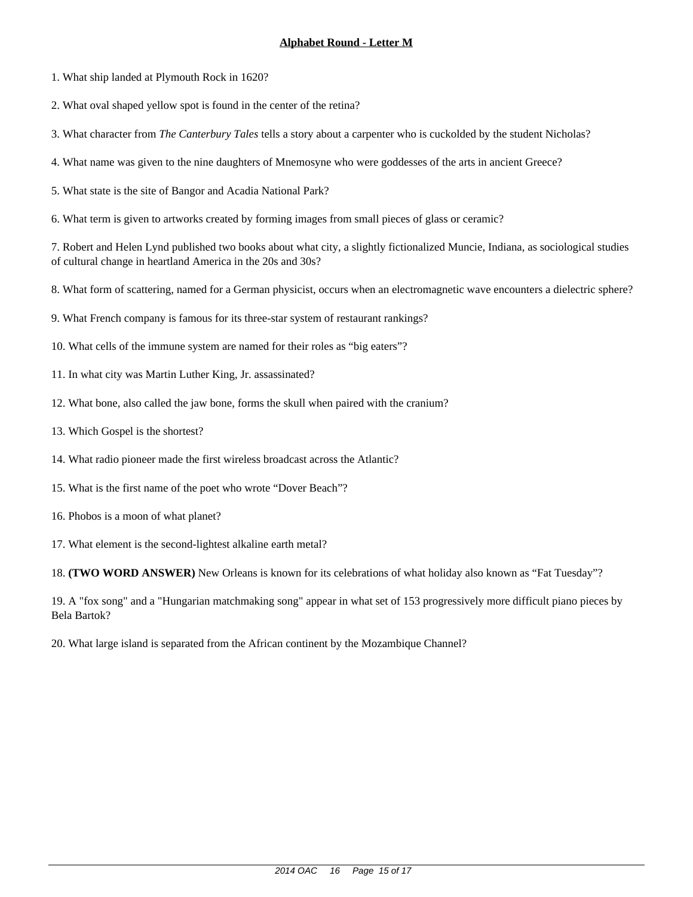## Alphabet Round - Letter M

1. What ship landed at Plymouth Rock in 1620?

2. What oval shaped yellow spot is found in the center of the retina?

3. What character from *The Canterbury Tales* tells a story about a carpenter who is cuckolded by the student Nicholas?

4. What name was given to the nine daughters of Mnemosyne who were goddesses of the arts in ancient Greece?

5. What state is the site of Bangor and Acadia National Park?

6. What term is given to artworks created by forming images from small pieces of glass or ceramic?

7. Robert and Helen Lynd published two books about what city, a slightly fictionalized Muncie, Indiana, as sociological studies of cultural change in heartland America in the 20s and 30s?

8. What form of scattering, named for a German physicist, occurs when an electromagnetic wave encounters a dielectric sphere?

9. What French company is famous for its three-star system of restaurant rankings?

10. What cells of the immune system are named for their roles as "big eaters"?

11. In what city was Martin Luther King, Jr. assassinated?

12. What bone, also called the jaw bone, forms the skull when paired with the cranium?

13. Which Gospel is the shortest?

14. What radio pioneer made the first wireless broadcast across the Atlantic?

15. What is the first name of the poet who wrote "Dover Beach"?

16. Phobos is a moon of what planet?

17. What element is the second-lightest alkaline earth metal?

18. **(TWO WORD ANSWER)** New Orleans is known for its celebrations of what holiday also known as "Fat Tuesday"?

19. A "fox song" and a "Hungarian matchmaking song" appear in what set of 153 progressively more difficult piano pieces by Bela Bartok?

20. What large island is separated from the African continent by the Mozambique Channel?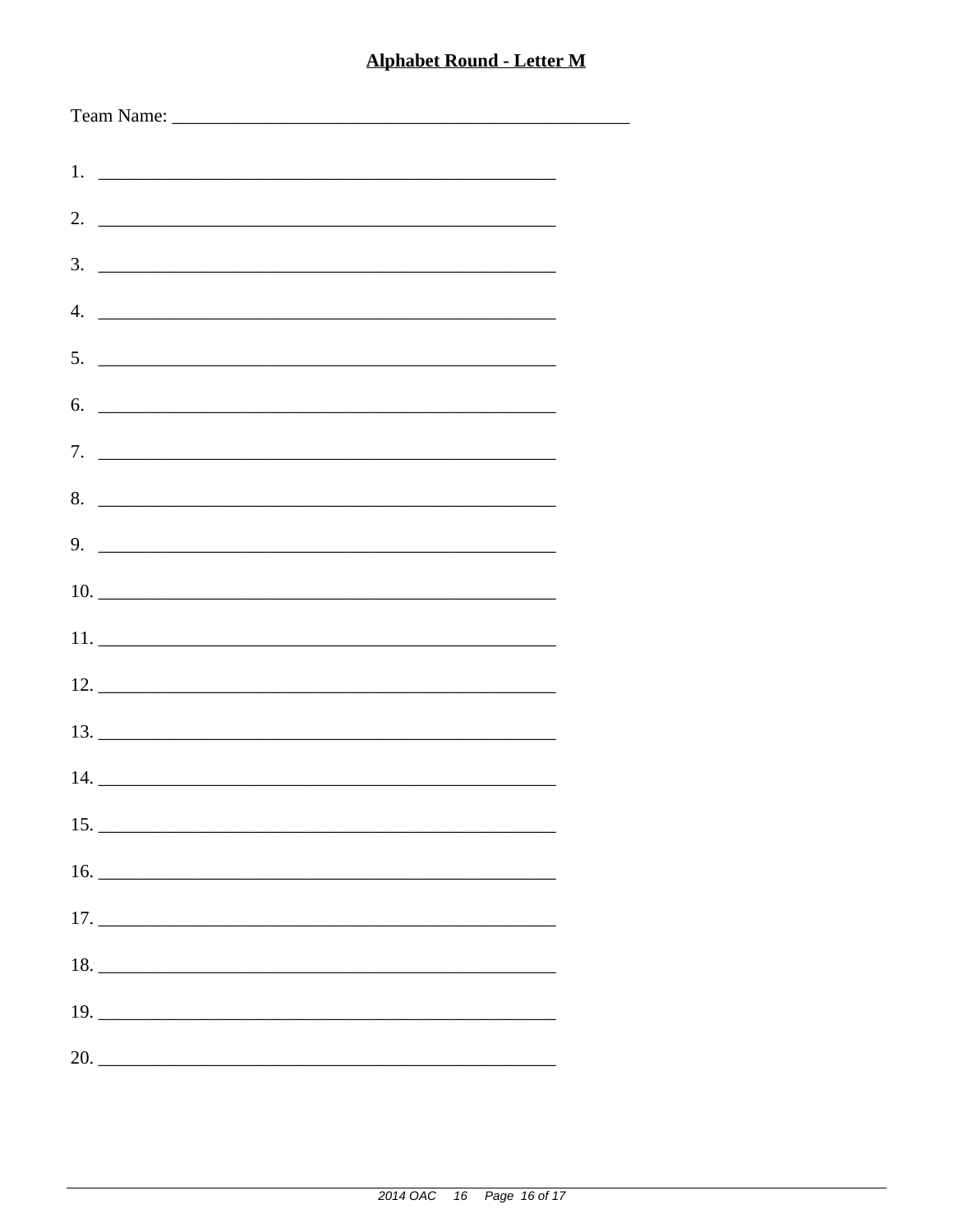**Alphabet Round - Letter M**

Team Name: ________________________________________________

1. ________________________________________________
2. ________________________________________________
3. ________________________________________________
4. ________________________________________________
5. ________________________________________________
6. ________________________________________________
7. ________________________________________________
8. ________________________________________________
9. ________________________________________________
10. ________________________________________________
11. ________________________________________________
12. ________________________________________________
13. ________________________________________________
14. ________________________________________________
15. ________________________________________________
16. ________________________________________________
17. ________________________________________________
18. ________________________________________________
19. ________________________________________________
20. ________________________________________________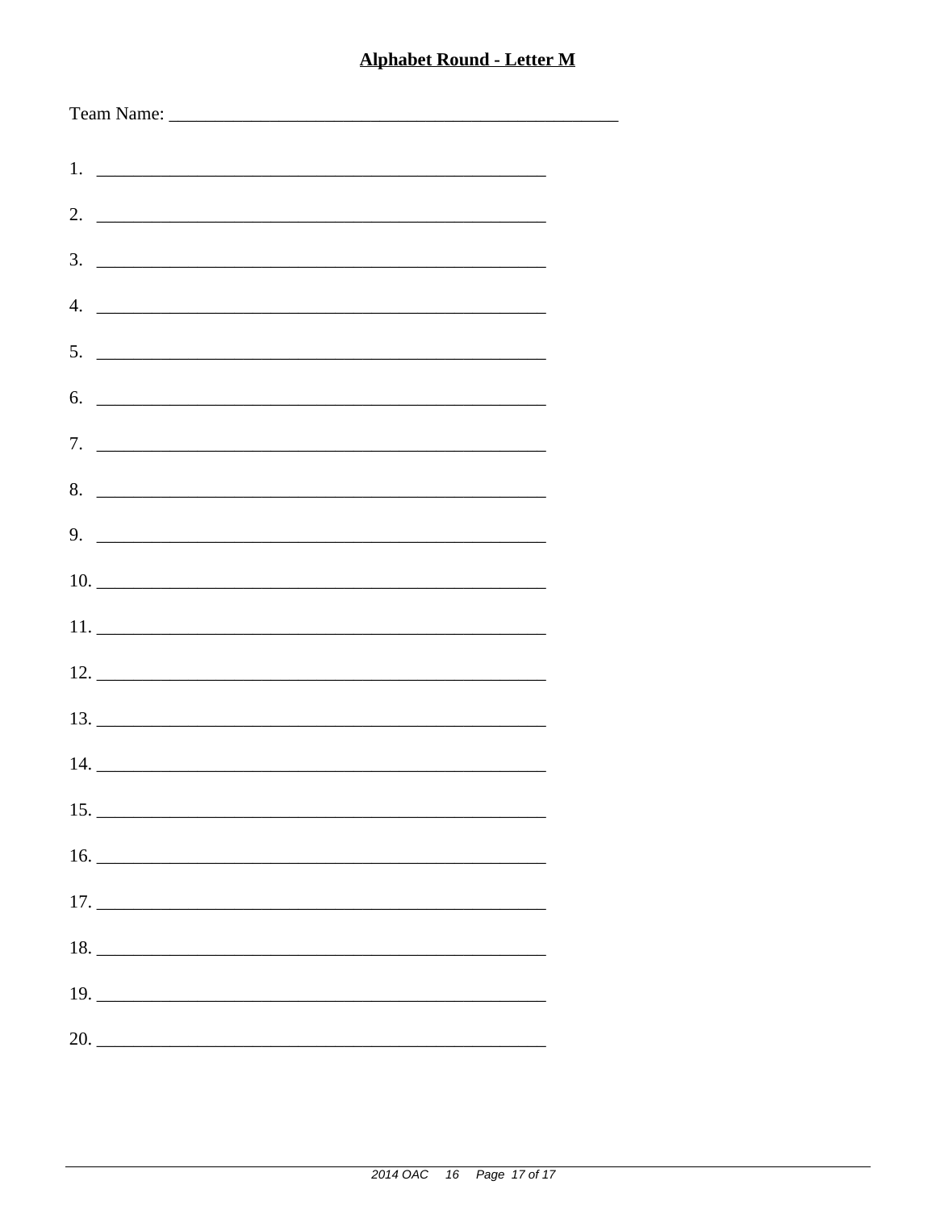**Alphabet Round - Letter M**

Team Name: ______________________________________________

1. ______________________________________________
2. ______________________________________________
3. ______________________________________________
4. ______________________________________________
5. ______________________________________________
6. ______________________________________________
7. ______________________________________________
8. ______________________________________________
9. ______________________________________________
10. ______________________________________________
11. ______________________________________________
12. ______________________________________________
13. ______________________________________________
14. ______________________________________________
15. ______________________________________________
16. ______________________________________________
17. ______________________________________________
18. ______________________________________________
19. ______________________________________________
20. ______________________________________________